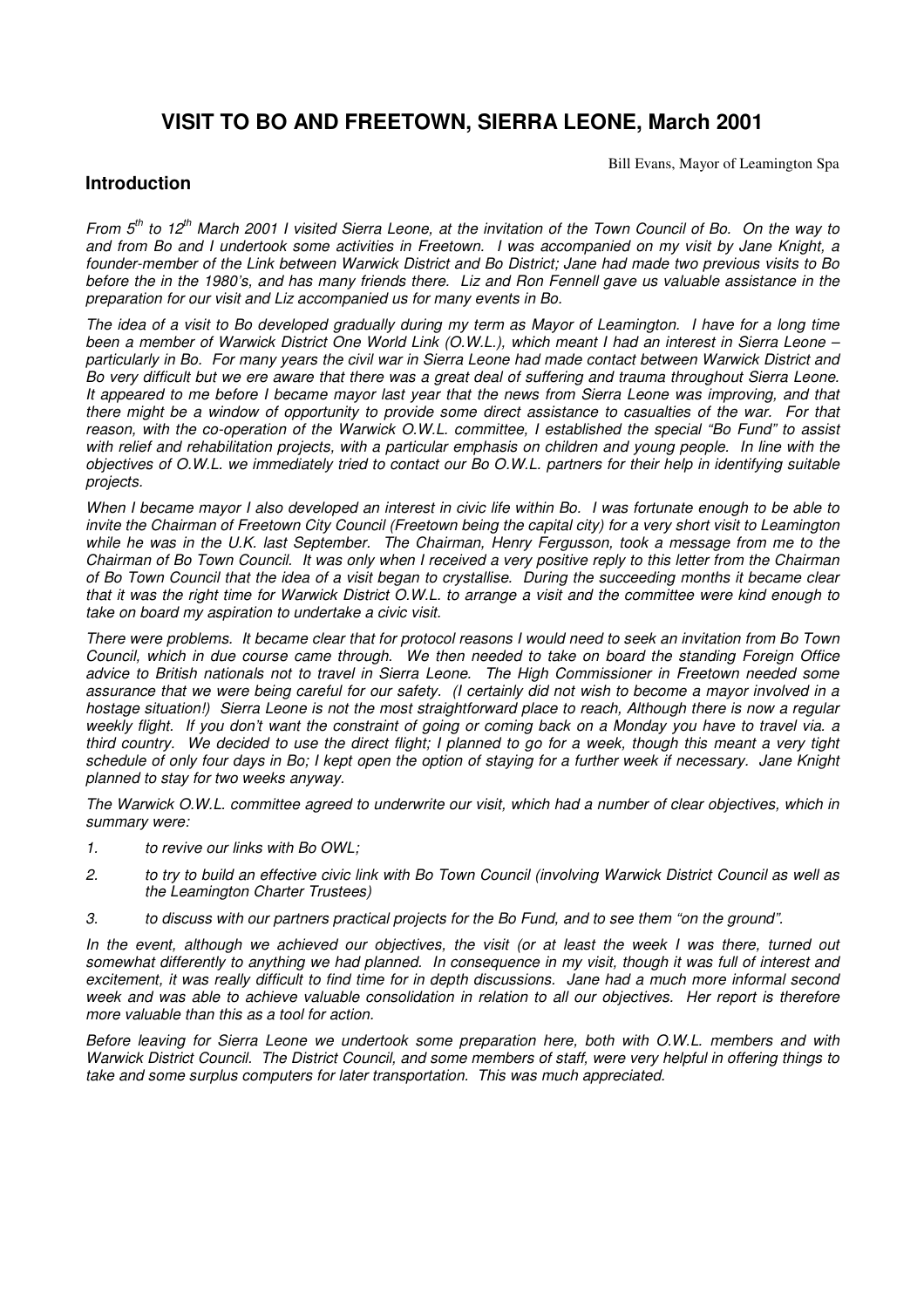# VISIT TO BO AND FREETOWN, SIERRA LEONE, March 2001

Bill Evans, Mayor of Leamington Spa

## Introduction

*From 5th to 12th March 2001 I visited Sierra Leone, at the invitation of the Town Council of Bo. On the way to and from Bo and I undertook some activities in Freetown. I was accompanied on my visit by Jane Knight, a founder-member of the Link between Warwick District and Bo District; Jane had made two previous visits to Bo before the in the 1980's, and has many friends there. Liz and Ron Fennell gave us valuable assistance in the preparation for our visit and Liz accompanied us for many events in Bo.*

*The idea of a visit to Bo developed gradually during my term as Mayor of Leamington. I have for a long time been a member of Warwick District One World Link (O.W.L.), which meant I had an interest in Sierra Leone – particularly in Bo. For many years the civil war in Sierra Leone had made contact between Warwick District and Bo very difficult but we ere aware that there was a great deal of suffering and trauma throughout Sierra Leone. It appeared to me before I became mayor last year that the news from Sierra Leone was improving, and that there might be a window of opportunity to provide some direct assistance to casualties of the war. For that reason, with the co-operation of the Warwick O.W.L. committee, I established the special "Bo Fund" to assist with relief and rehabilitation projects, with a particular emphasis on children and young people. In line with the objectives of O.W.L. we immediately tried to contact our Bo O.W.L. partners for their help in identifying suitable projects.*

*When I became mayor I also developed an interest in civic life within Bo. I was fortunate enough to be able to invite the Chairman of Freetown City Council (Freetown being the capital city) for a very short visit to Leamington while he was in the U.K. last September. The Chairman, Henry Fergusson, took a message from me to the Chairman of Bo Town Council. It was only when I received a very positive reply to this letter from the Chairman of Bo Town Council that the idea of a visit began to crystallise. During the succeeding months it became clear that it was the right time for Warwick District O.W.L. to arrange a visit and the committee were kind enough to take on board my aspiration to undertake a civic visit.*

*There were problems. It became clear that for protocol reasons I would need to seek an invitation from Bo Town Council, which in due course came through. We then needed to take on board the standing Foreign Office advice to British nationals not to travel in Sierra Leone. The High Commissioner in Freetown needed some assurance that we were being careful for our safety. (I certainly did not wish to become a mayor involved in a hostage situation!) Sierra Leone is not the most straightforward place to reach, Although there is now a regular weekly flight. If you don't want the constraint of going or coming back on a Monday you have to travel via. a third country. We decided to use the direct flight; I planned to go for a week, though this meant a very tight schedule of only four days in Bo; I kept open the option of staying for a further week if necessary. Jane Knight planned to stay for two weeks anyway.*

*The Warwick O.W.L. committee agreed to underwrite our visit, which had a number of clear objectives, which in summary were:*

1. *to revive our links with Bo OWL;*
2. *to try to build an effective civic link with Bo Town Council (involving Warwick District Council as well as the Leamington Charter Trustees)*
3. *to discuss with our partners practical projects for the Bo Fund, and to see them "on the ground".*

*In the event, although we achieved our objectives, the visit (or at least the week I was there, turned out somewhat differently to anything we had planned. In consequence in my visit, though it was full of interest and excitement, it was really difficult to find time for in depth discussions. Jane had a much more informal second week and was able to achieve valuable consolidation in relation to all our objectives. Her report is therefore more valuable than this as a tool for action.*

*Before leaving for Sierra Leone we undertook some preparation here, both with O.W.L. members and with Warwick District Council. The District Council, and some members of staff, were very helpful in offering things to take and some surplus computers for later transportation. This was much appreciated.*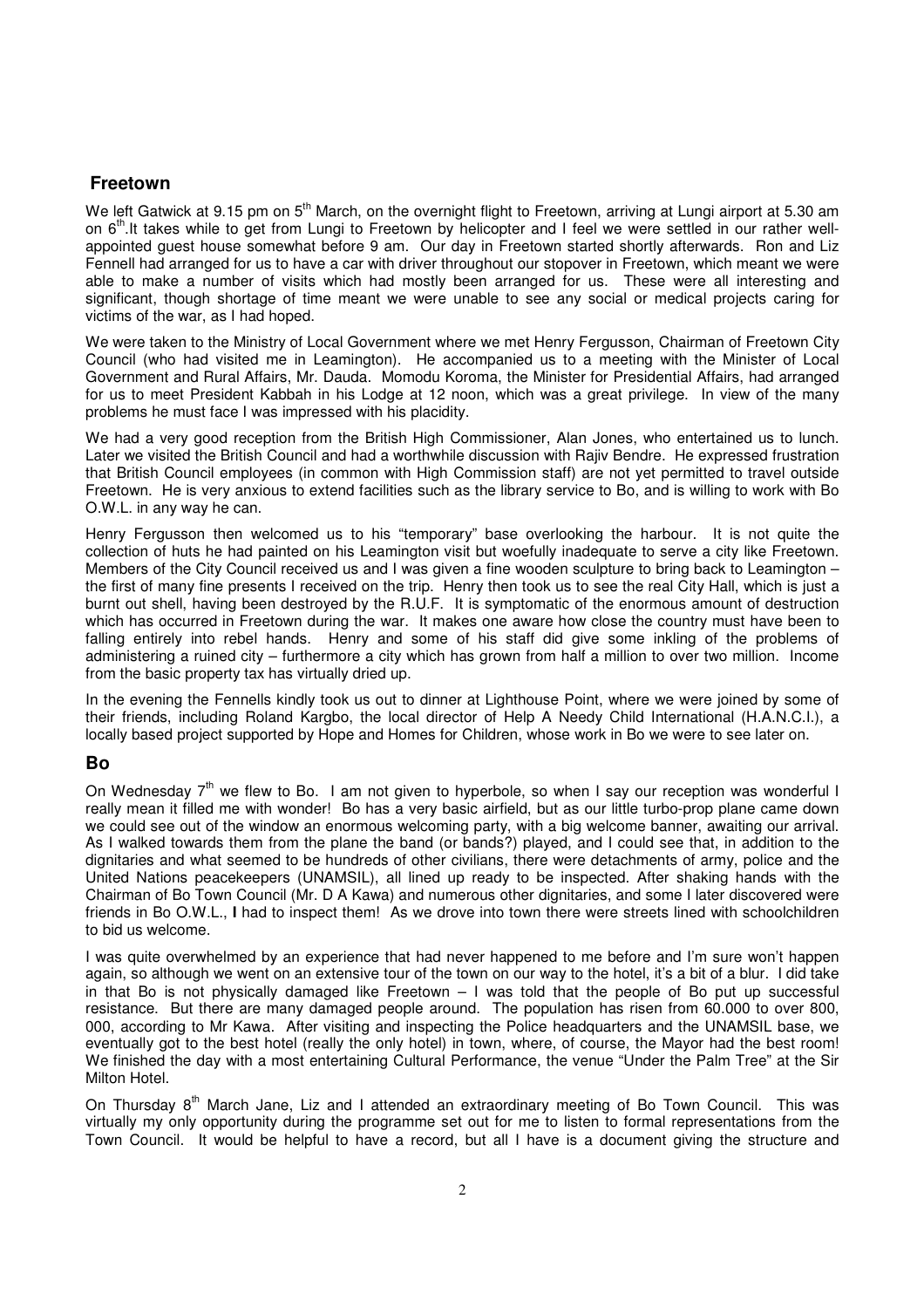## Freetown

We left Gatwick at 9.15 pm on 5th March, on the overnight flight to Freetown, arriving at Lungi airport at 5.30 am on 6th.It takes while to get from Lungi to Freetown by helicopter and I feel we were settled in our rather well-appointed guest house somewhat before 9 am. Our day in Freetown started shortly afterwards. Ron and Liz Fennell had arranged for us to have a car with driver throughout our stopover in Freetown, which meant we were able to make a number of visits which had mostly been arranged for us. These were all interesting and significant, though shortage of time meant we were unable to see any social or medical projects caring for victims of the war, as I had hoped.

We were taken to the Ministry of Local Government where we met Henry Fergusson, Chairman of Freetown City Council (who had visited me in Leamington). He accompanied us to a meeting with the Minister of Local Government and Rural Affairs, Mr. Dauda. Momodu Koroma, the Minister for Presidential Affairs, had arranged for us to meet President Kabbah in his Lodge at 12 noon, which was a great privilege. In view of the many problems he must face I was impressed with his placidity.

We had a very good reception from the British High Commissioner, Alan Jones, who entertained us to lunch. Later we visited the British Council and had a worthwhile discussion with Rajiv Bendre. He expressed frustration that British Council employees (in common with High Commission staff) are not yet permitted to travel outside Freetown. He is very anxious to extend facilities such as the library service to Bo, and is willing to work with Bo O.W.L. in any way he can.

Henry Fergusson then welcomed us to his "temporary" base overlooking the harbour. It is not quite the collection of huts he had painted on his Leamington visit but woefully inadequate to serve a city like Freetown. Members of the City Council received us and I was given a fine wooden sculpture to bring back to Leamington – the first of many fine presents I received on the trip. Henry then took us to see the real City Hall, which is just a burnt out shell, having been destroyed by the R.U.F. It is symptomatic of the enormous amount of destruction which has occurred in Freetown during the war. It makes one aware how close the country must have been to falling entirely into rebel hands. Henry and some of his staff did give some inkling of the problems of administering a ruined city – furthermore a city which has grown from half a million to over two million. Income from the basic property tax has virtually dried up.

In the evening the Fennells kindly took us out to dinner at Lighthouse Point, where we were joined by some of their friends, including Roland Kargbo, the local director of Help A Needy Child International (H.A.N.C.I.), a locally based project supported by Hope and Homes for Children, whose work in Bo we were to see later on.

## Bo

On Wednesday 7th we flew to Bo. I am not given to hyperbole, so when I say our reception was wonderful I really mean it filled me with wonder! Bo has a very basic airfield, but as our little turbo-prop plane came down we could see out of the window an enormous welcoming party, with a big welcome banner, awaiting our arrival. As I walked towards them from the plane the band (or bands?) played, and I could see that, in addition to the dignitaries and what seemed to be hundreds of other civilians, there were detachments of army, police and the United Nations peacekeepers (UNAMSIL), all lined up ready to be inspected. After shaking hands with the Chairman of Bo Town Council (Mr. D A Kawa) and numerous other dignitaries, and some I later discovered were friends in Bo O.W.L., **I** had to inspect them! As we drove into town there were streets lined with schoolchildren to bid us welcome.

I was quite overwhelmed by an experience that had never happened to me before and I'm sure won't happen again, so although we went on an extensive tour of the town on our way to the hotel, it's a bit of a blur. I did take in that Bo is not physically damaged like Freetown – I was told that the people of Bo put up successful resistance. But there are many damaged people around. The population has risen from 60.000 to over 800, 000, according to Mr Kawa. After visiting and inspecting the Police headquarters and the UNAMSIL base, we eventually got to the best hotel (really the only hotel) in town, where, of course, the Mayor had the best room! We finished the day with a most entertaining Cultural Performance, the venue "Under the Palm Tree" at the Sir Milton Hotel.

On Thursday 8th March Jane, Liz and I attended an extraordinary meeting of Bo Town Council. This was virtually my only opportunity during the programme set out for me to listen to formal representations from the Town Council. It would be helpful to have a record, but all I have is a document giving the structure and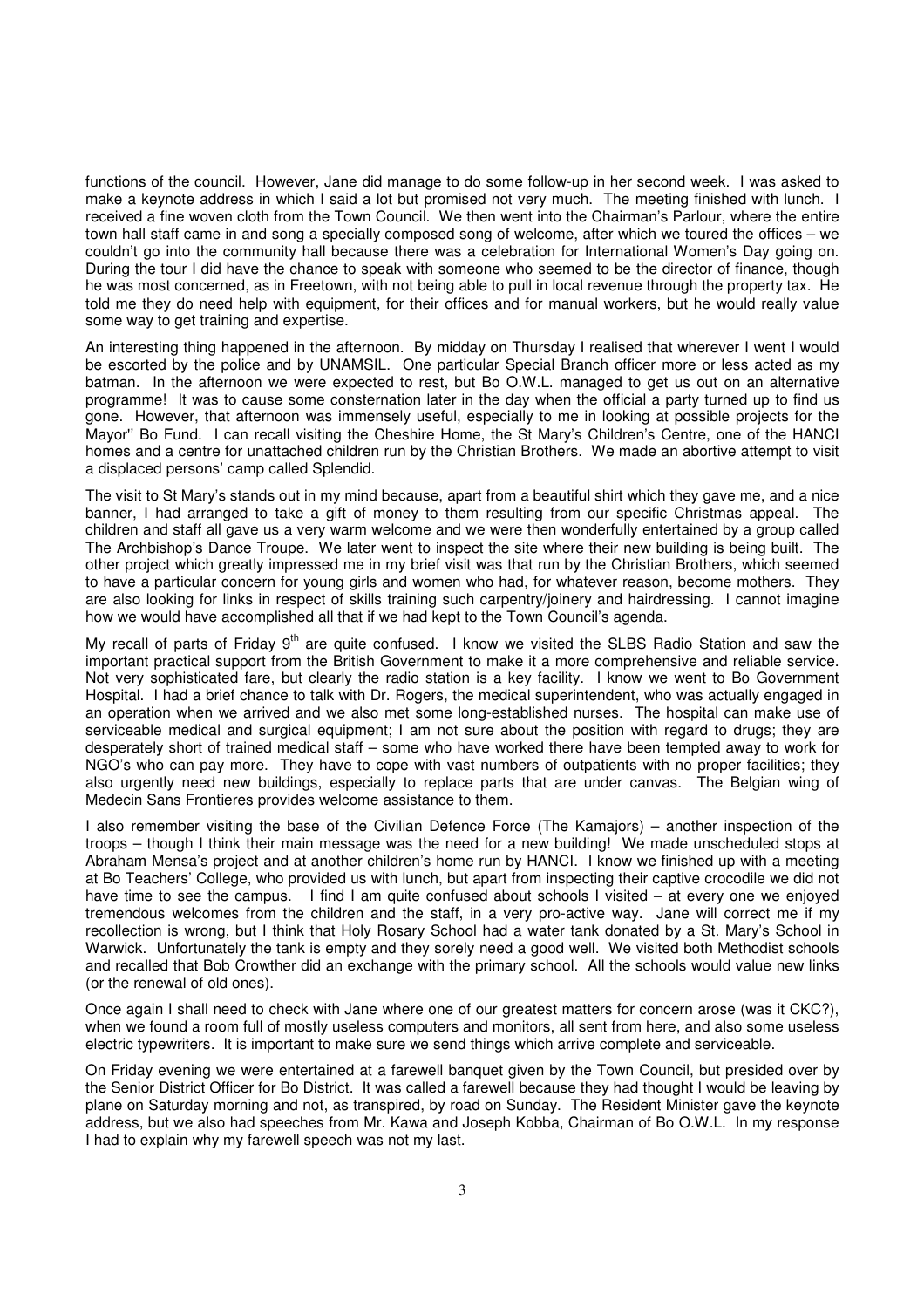functions of the council. However, Jane did manage to do some follow-up in her second week. I was asked to make a keynote address in which I said a lot but promised not very much. The meeting finished with lunch. I received a fine woven cloth from the Town Council. We then went into the Chairman's Parlour, where the entire town hall staff came in and song a specially composed song of welcome, after which we toured the offices – we couldn't go into the community hall because there was a celebration for International Women's Day going on. During the tour I did have the chance to speak with someone who seemed to be the director of finance, though he was most concerned, as in Freetown, with not being able to pull in local revenue through the property tax. He told me they do need help with equipment, for their offices and for manual workers, but he would really value some way to get training and expertise.

An interesting thing happened in the afternoon. By midday on Thursday I realised that wherever I went I would be escorted by the police and by UNAMSIL. One particular Special Branch officer more or less acted as my batman. In the afternoon we were expected to rest, but Bo O.W.L. managed to get us out on an alternative programme! It was to cause some consternation later in the day when the official a party turned up to find us gone. However, that afternoon was immensely useful, especially to me in looking at possible projects for the Mayor'' Bo Fund. I can recall visiting the Cheshire Home, the St Mary's Children's Centre, one of the HANCI homes and a centre for unattached children run by the Christian Brothers. We made an abortive attempt to visit a displaced persons' camp called Splendid.

The visit to St Mary's stands out in my mind because, apart from a beautiful shirt which they gave me, and a nice banner, I had arranged to take a gift of money to them resulting from our specific Christmas appeal. The children and staff all gave us a very warm welcome and we were then wonderfully entertained by a group called The Archbishop's Dance Troupe. We later went to inspect the site where their new building is being built. The other project which greatly impressed me in my brief visit was that run by the Christian Brothers, which seemed to have a particular concern for young girls and women who had, for whatever reason, become mothers. They are also looking for links in respect of skills training such carpentry/joinery and hairdressing. I cannot imagine how we would have accomplished all that if we had kept to the Town Council's agenda.

My recall of parts of Friday 9th are quite confused. I know we visited the SLBS Radio Station and saw the important practical support from the British Government to make it a more comprehensive and reliable service. Not very sophisticated fare, but clearly the radio station is a key facility. I know we went to Bo Government Hospital. I had a brief chance to talk with Dr. Rogers, the medical superintendent, who was actually engaged in an operation when we arrived and we also met some long-established nurses. The hospital can make use of serviceable medical and surgical equipment; I am not sure about the position with regard to drugs; they are desperately short of trained medical staff – some who have worked there have been tempted away to work for NGO's who can pay more. They have to cope with vast numbers of outpatients with no proper facilities; they also urgently need new buildings, especially to replace parts that are under canvas. The Belgian wing of Medecin Sans Frontieres provides welcome assistance to them.

I also remember visiting the base of the Civilian Defence Force (The Kamajors) – another inspection of the troops – though I think their main message was the need for a new building! We made unscheduled stops at Abraham Mensa's project and at another children's home run by HANCI. I know we finished up with a meeting at Bo Teachers' College, who provided us with lunch, but apart from inspecting their captive crocodile we did not have time to see the campus. I find I am quite confused about schools I visited – at every one we enjoyed tremendous welcomes from the children and the staff, in a very pro-active way. Jane will correct me if my recollection is wrong, but I think that Holy Rosary School had a water tank donated by a St. Mary's School in Warwick. Unfortunately the tank is empty and they sorely need a good well. We visited both Methodist schools and recalled that Bob Crowther did an exchange with the primary school. All the schools would value new links (or the renewal of old ones).

Once again I shall need to check with Jane where one of our greatest matters for concern arose (was it CKC?), when we found a room full of mostly useless computers and monitors, all sent from here, and also some useless electric typewriters. It is important to make sure we send things which arrive complete and serviceable.

On Friday evening we were entertained at a farewell banquet given by the Town Council, but presided over by the Senior District Officer for Bo District. It was called a farewell because they had thought I would be leaving by plane on Saturday morning and not, as transpired, by road on Sunday. The Resident Minister gave the keynote address, but we also had speeches from Mr. Kawa and Joseph Kobba, Chairman of Bo O.W.L. In my response I had to explain why my farewell speech was not my last.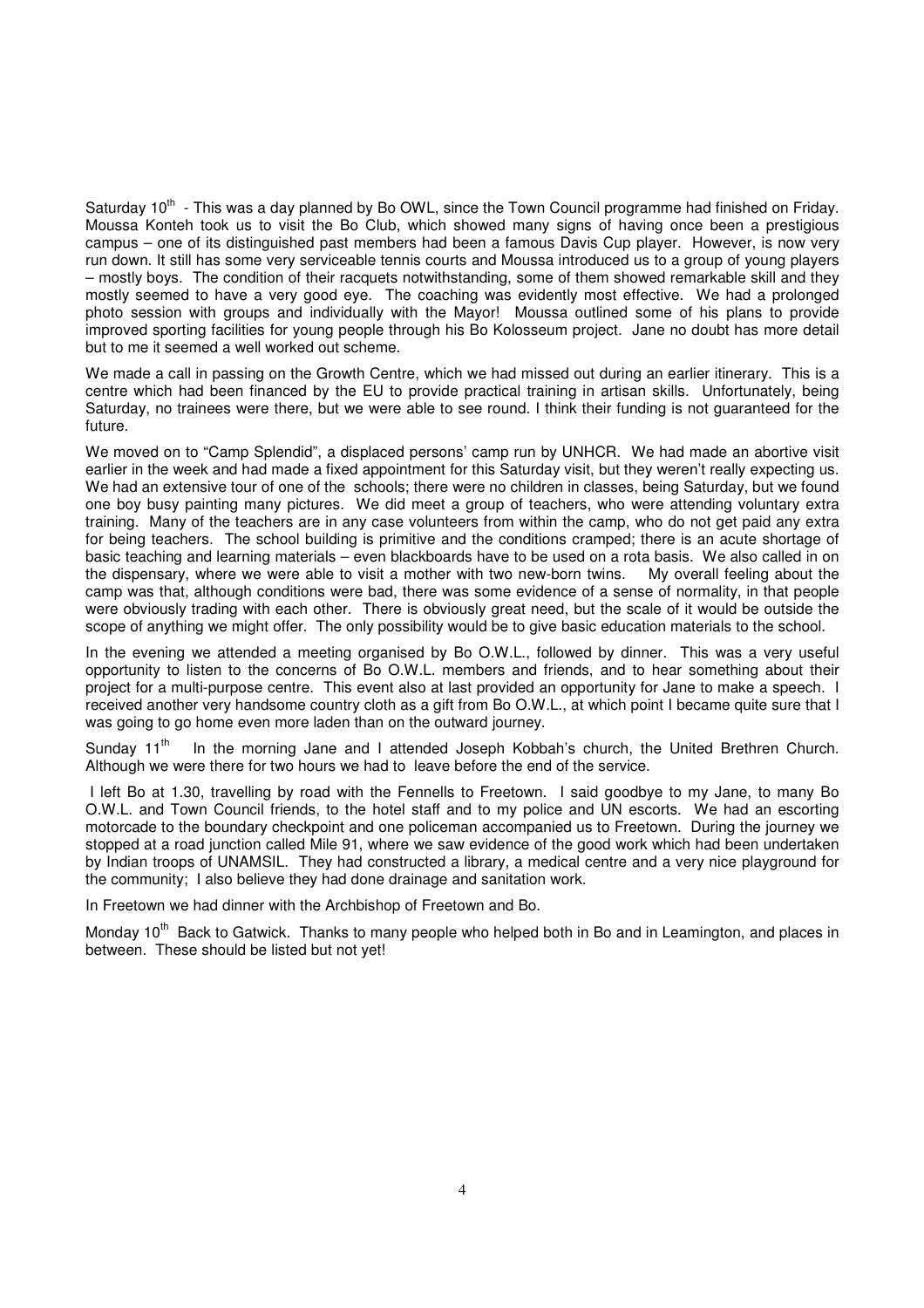Saturday 10th - This was a day planned by Bo OWL, since the Town Council programme had finished on Friday. Moussa Konteh took us to visit the Bo Club, which showed many signs of having once been a prestigious campus – one of its distinguished past members had been a famous Davis Cup player. However, is now very run down. It still has some very serviceable tennis courts and Moussa introduced us to a group of young players – mostly boys. The condition of their racquets notwithstanding, some of them showed remarkable skill and they mostly seemed to have a very good eye. The coaching was evidently most effective. We had a prolonged photo session with groups and individually with the Mayor! Moussa outlined some of his plans to provide improved sporting facilities for young people through his Bo Kolosseum project. Jane no doubt has more detail but to me it seemed a well worked out scheme.

We made a call in passing on the Growth Centre, which we had missed out during an earlier itinerary. This is a centre which had been financed by the EU to provide practical training in artisan skills. Unfortunately, being Saturday, no trainees were there, but we were able to see round. I think their funding is not guaranteed for the future.

We moved on to "Camp Splendid", a displaced persons' camp run by UNHCR. We had made an abortive visit earlier in the week and had made a fixed appointment for this Saturday visit, but they weren't really expecting us. We had an extensive tour of one of the schools; there were no children in classes, being Saturday, but we found one boy busy painting many pictures. We did meet a group of teachers, who were attending voluntary extra training. Many of the teachers are in any case volunteers from within the camp, who do not get paid any extra for being teachers. The school building is primitive and the conditions cramped; there is an acute shortage of basic teaching and learning materials – even blackboards have to be used on a rota basis. We also called in on the dispensary, where we were able to visit a mother with two new-born twins. My overall feeling about the camp was that, although conditions were bad, there was some evidence of a sense of normality, in that people were obviously trading with each other. There is obviously great need, but the scale of it would be outside the scope of anything we might offer. The only possibility would be to give basic education materials to the school.

In the evening we attended a meeting organised by Bo O.W.L., followed by dinner. This was a very useful opportunity to listen to the concerns of Bo O.W.L. members and friends, and to hear something about their project for a multi-purpose centre. This event also at last provided an opportunity for Jane to make a speech. I received another very handsome country cloth as a gift from Bo O.W.L., at which point I became quite sure that I was going to go home even more laden than on the outward journey.

Sunday 11th In the morning Jane and I attended Joseph Kobbah's church, the United Brethren Church. Although we were there for two hours we had to leave before the end of the service.

I left Bo at 1.30, travelling by road with the Fennells to Freetown. I said goodbye to my Jane, to many Bo O.W.L. and Town Council friends, to the hotel staff and to my police and UN escorts. We had an escorting motorcade to the boundary checkpoint and one policeman accompanied us to Freetown. During the journey we stopped at a road junction called Mile 91, where we saw evidence of the good work which had been undertaken by Indian troops of UNAMSIL. They had constructed a library, a medical centre and a very nice playground for the community; I also believe they had done drainage and sanitation work.

In Freetown we had dinner with the Archbishop of Freetown and Bo.

Monday 10th Back to Gatwick. Thanks to many people who helped both in Bo and in Leamington, and places in between. These should be listed but not yet!